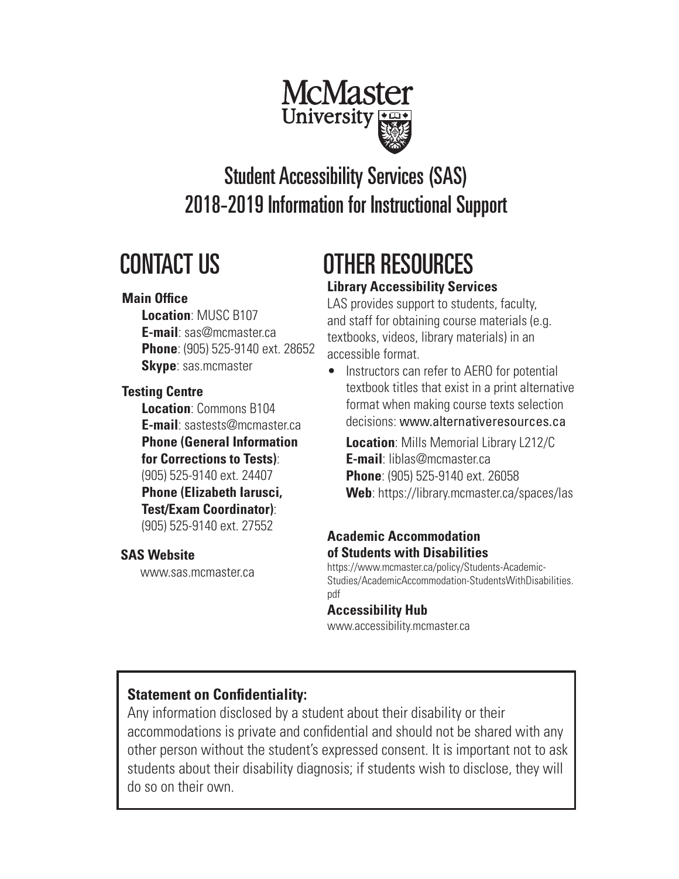McMaster University

# Student Accessibility Services (SAS) 2018-2019 Information for Instructional Support

## CONTACT US

### Main Office

**Location**: MUSC B107
**E-mail**: sas@mcmaster.ca
**Phone**: (905) 525-9140 ext. 28652
**Skype**: sas.mcmaster

### Testing Centre

**Location**: Commons B104
**E-mail**: sastests@mcmaster.ca
**Phone (General Information for Corrections to Tests)**: (905) 525-9140 ext. 24407
**Phone (Elizabeth Iarusci, Test/Exam Coordinator)**: (905) 525-9140 ext. 27552

### SAS Website

www.sas.mcmaster.ca

## OTHER RESOURCES

### Library Accessibility Services

LAS provides support to students, faculty, and staff for obtaining course materials (e.g. textbooks, videos, library materials) in an accessible format.

- Instructors can refer to AERO for potential textbook titles that exist in a print alternative format when making course texts selection decisions: www.alternativeresources.ca

**Location**: Mills Memorial Library L212/C
**E-mail**: liblas@mcmaster.ca
**Phone**: (905) 525-9140 ext. 26058
**Web**: https://library.mcmaster.ca/spaces/las

### Academic Accommodation of Students with Disabilities

https://www.mcmaster.ca/policy/Students-Academic-Studies/AcademicAccommodation-StudentsWithDisabilities.pdf

### Accessibility Hub

www.accessibility.mcmaster.ca

**Statement on Confidentiality:**

Any information disclosed by a student about their disability or their accommodations is private and confidential and should not be shared with any other person without the student's expressed consent. It is important not to ask students about their disability diagnosis; if students wish to disclose, they will do so on their own.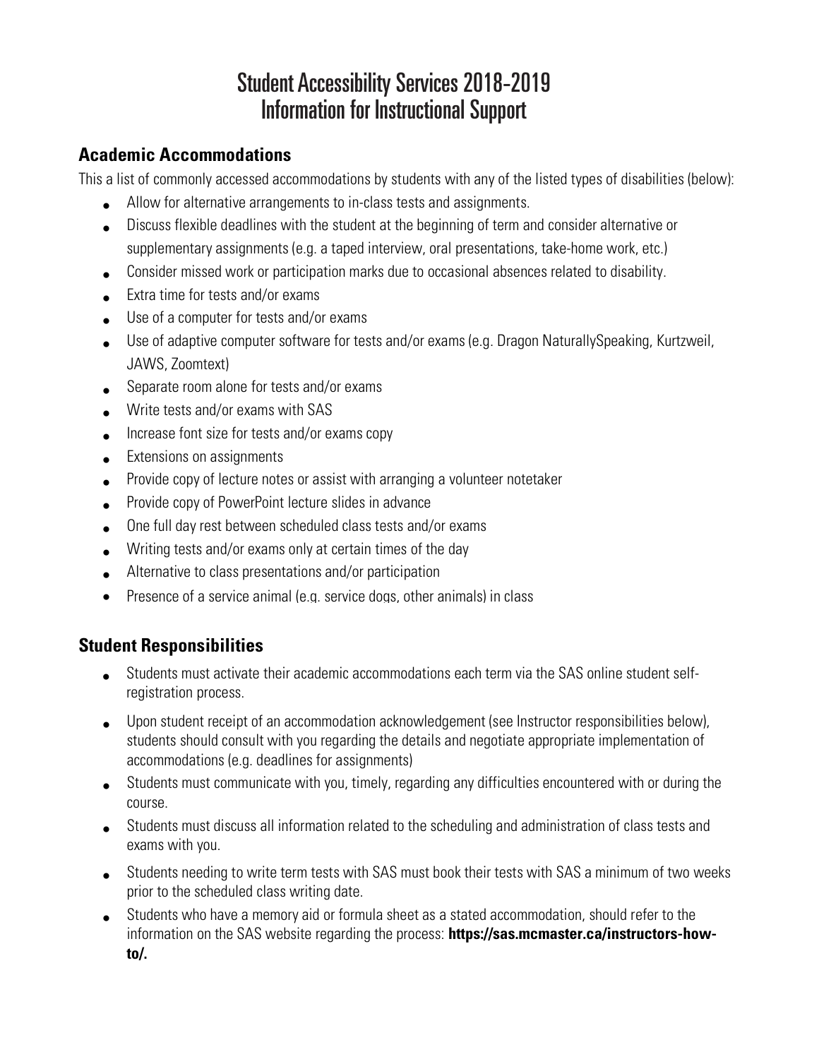# Student Accessibility Services 2018-2019
# Information for Instructional Support

## Academic Accommodations

This a list of commonly accessed accommodations by students with any of the listed types of disabilities (below):

- Allow for alternative arrangements to in-class tests and assignments.
- Discuss flexible deadlines with the student at the beginning of term and consider alternative or supplementary assignments (e.g. a taped interview, oral presentations, take-home work, etc.)
- Consider missed work or participation marks due to occasional absences related to disability.
- Extra time for tests and/or exams
- Use of a computer for tests and/or exams
- Use of adaptive computer software for tests and/or exams (e.g. Dragon NaturallySpeaking, Kurtzweil, JAWS, Zoomtext)
- Separate room alone for tests and/or exams
- Write tests and/or exams with SAS
- Increase font size for tests and/or exams copy
- Extensions on assignments
- Provide copy of lecture notes or assist with arranging a volunteer notetaker
- Provide copy of PowerPoint lecture slides in advance
- One full day rest between scheduled class tests and/or exams
- Writing tests and/or exams only at certain times of the day
- Alternative to class presentations and/or participation
- Presence of a service animal (e.g. service dogs, other animals) in class

## Student Responsibilities

- Students must activate their academic accommodations each term via the SAS online student self-registration process.
- Upon student receipt of an accommodation acknowledgement (see Instructor responsibilities below), students should consult with you regarding the details and negotiate appropriate implementation of accommodations (e.g. deadlines for assignments)
- Students must communicate with you, timely, regarding any difficulties encountered with or during the course.
- Students must discuss all information related to the scheduling and administration of class tests and exams with you.
- Students needing to write term tests with SAS must book their tests with SAS a minimum of two weeks prior to the scheduled class writing date.
- Students who have a memory aid or formula sheet as a stated accommodation, should refer to the information on the SAS website regarding the process: **https://sas.mcmaster.ca/instructors-how-to/.**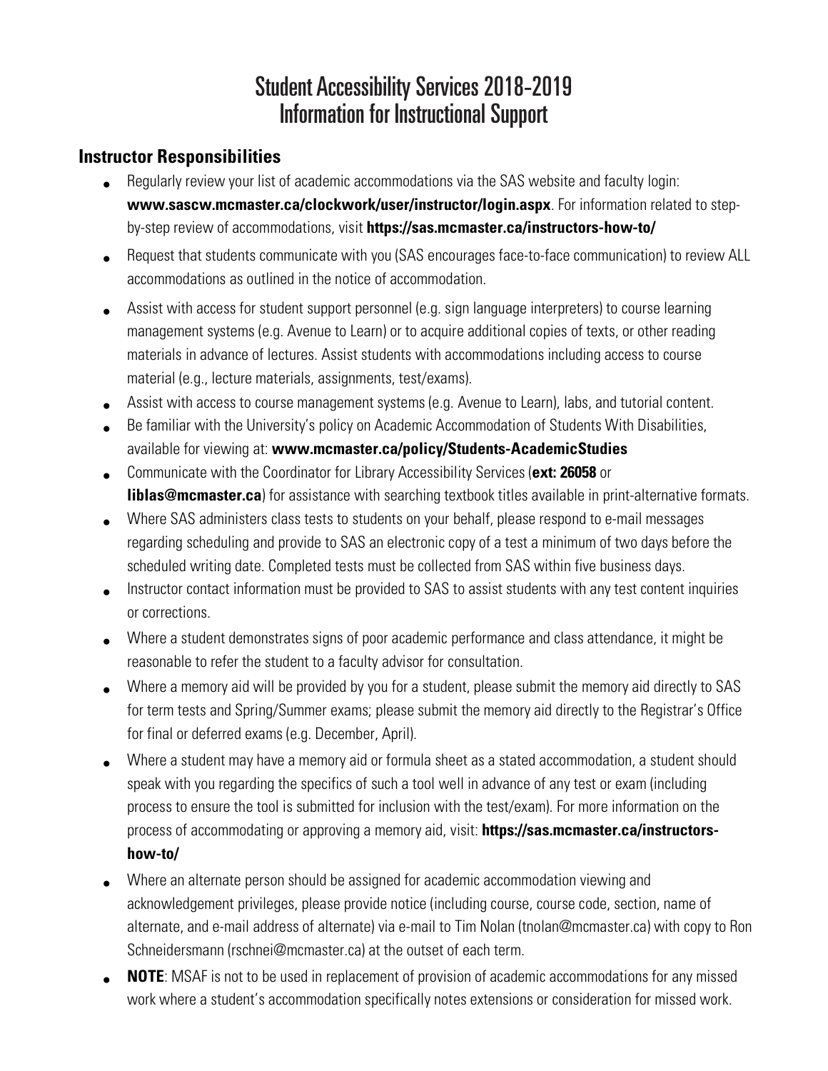# Student Accessibility Services 2018-2019
# Information for Instructional Support

## Instructor Responsibilities

- Regularly review your list of academic accommodations via the SAS website and faculty login: **www.sascw.mcmaster.ca/clockwork/user/instructor/login.aspx**. For information related to step-by-step review of accommodations, visit **https://sas.mcmaster.ca/instructors-how-to/**
- Request that students communicate with you (SAS encourages face-to-face communication) to review ALL accommodations as outlined in the notice of accommodation.
- Assist with access for student support personnel (e.g. sign language interpreters) to course learning management systems (e.g. Avenue to Learn) or to acquire additional copies of texts, or other reading materials in advance of lectures. Assist students with accommodations including access to course material (e.g., lecture materials, assignments, test/exams).
- Assist with access to course management systems (e.g. Avenue to Learn), labs, and tutorial content.
- Be familiar with the University's policy on Academic Accommodation of Students With Disabilities, available for viewing at: **www.mcmaster.ca/policy/Students-AcademicStudies**
- Communicate with the Coordinator for Library Accessibility Services (**ext: 26058** or **liblas@mcmaster.ca**) for assistance with searching textbook titles available in print-alternative formats.
- Where SAS administers class tests to students on your behalf, please respond to e-mail messages regarding scheduling and provide to SAS an electronic copy of a test a minimum of two days before the scheduled writing date. Completed tests must be collected from SAS within five business days.
- Instructor contact information must be provided to SAS to assist students with any test content inquiries or corrections.
- Where a student demonstrates signs of poor academic performance and class attendance, it might be reasonable to refer the student to a faculty advisor for consultation.
- Where a memory aid will be provided by you for a student, please submit the memory aid directly to SAS for term tests and Spring/Summer exams; please submit the memory aid directly to the Registrar's Office for final or deferred exams (e.g. December, April).
- Where a student may have a memory aid or formula sheet as a stated accommodation, a student should speak with you regarding the specifics of such a tool well in advance of any test or exam (including process to ensure the tool is submitted for inclusion with the test/exam). For more information on the process of accommodating or approving a memory aid, visit: **https://sas.mcmaster.ca/instructors-how-to/**
- Where an alternate person should be assigned for academic accommodation viewing and acknowledgement privileges, please provide notice (including course, course code, section, name of alternate, and e-mail address of alternate) via e-mail to Tim Nolan (tnolan@mcmaster.ca) with copy to Ron Schneidersmann (rschnei@mcmaster.ca) at the outset of each term.
- **NOTE**: MSAF is not to be used in replacement of provision of academic accommodations for any missed work where a student's accommodation specifically notes extensions or consideration for missed work.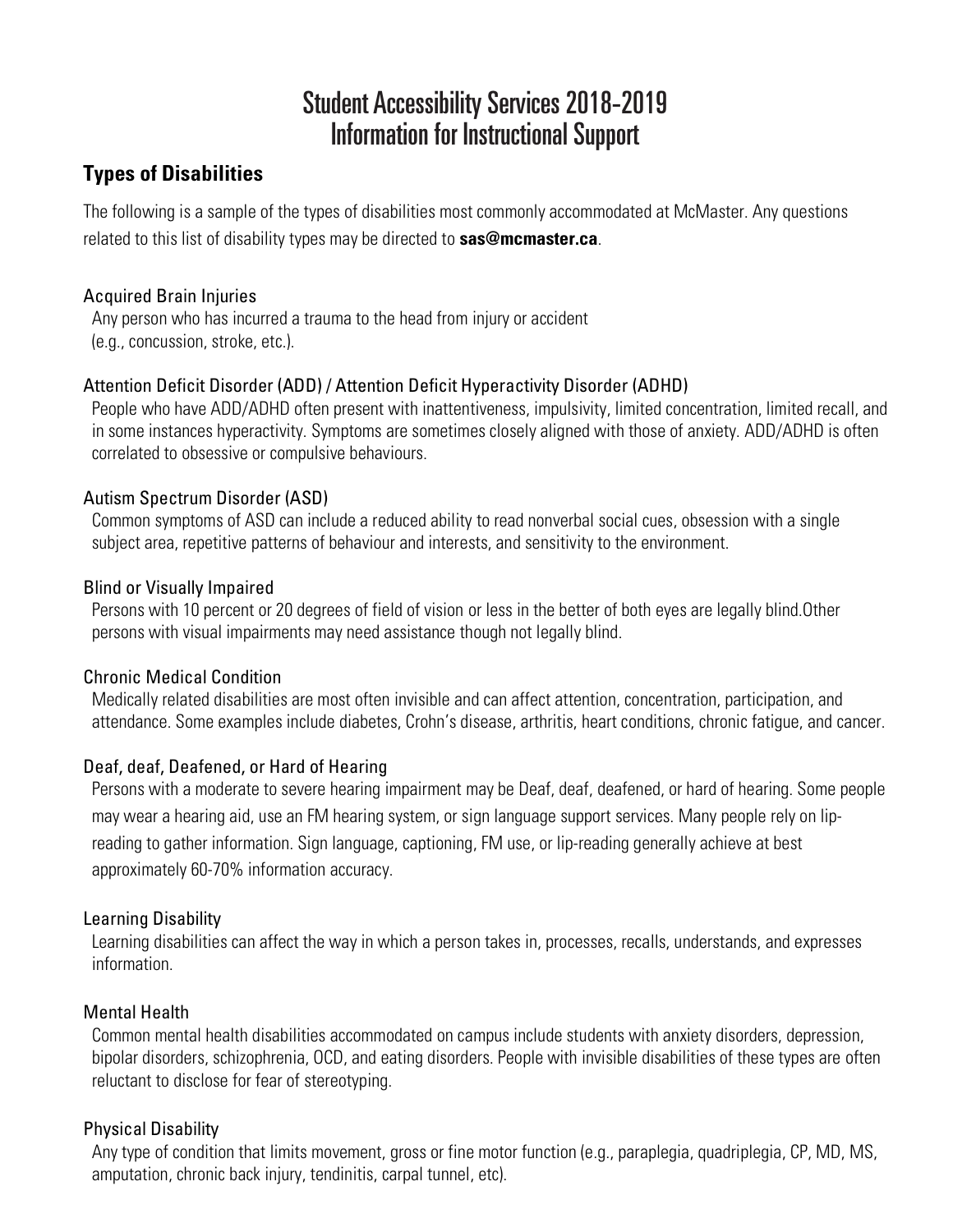# Student Accessibility Services 2018-2019
# Information for Instructional Support

## Types of Disabilities

The following is a sample of the types of disabilities most commonly accommodated at McMaster. Any questions related to this list of disability types may be directed to **sas@mcmaster.ca**.

### Acquired Brain Injuries

Any person who has incurred a trauma to the head from injury or accident (e.g., concussion, stroke, etc.).

### Attention Deficit Disorder (ADD) / Attention Deficit Hyperactivity Disorder (ADHD)

People who have ADD/ADHD often present with inattentiveness, impulsivity, limited concentration, limited recall, and in some instances hyperactivity. Symptoms are sometimes closely aligned with those of anxiety. ADD/ADHD is often correlated to obsessive or compulsive behaviours.

### Autism Spectrum Disorder (ASD)

Common symptoms of ASD can include a reduced ability to read nonverbal social cues, obsession with a single subject area, repetitive patterns of behaviour and interests, and sensitivity to the environment.

### Blind or Visually Impaired

Persons with 10 percent or 20 degrees of field of vision or less in the better of both eyes are legally blind.Other persons with visual impairments may need assistance though not legally blind.

### Chronic Medical Condition

Medically related disabilities are most often invisible and can affect attention, concentration, participation, and attendance. Some examples include diabetes, Crohn's disease, arthritis, heart conditions, chronic fatigue, and cancer.

### Deaf, deaf, Deafened, or Hard of Hearing

Persons with a moderate to severe hearing impairment may be Deaf, deaf, deafened, or hard of hearing. Some people may wear a hearing aid, use an FM hearing system, or sign language support services. Many people rely on lip-reading to gather information. Sign language, captioning, FM use, or lip-reading generally achieve at best approximately 60-70% information accuracy.

### Learning Disability

Learning disabilities can affect the way in which a person takes in, processes, recalls, understands, and expresses information.

### Mental Health

Common mental health disabilities accommodated on campus include students with anxiety disorders, depression, bipolar disorders, schizophrenia, OCD, and eating disorders. People with invisible disabilities of these types are often reluctant to disclose for fear of stereotyping.

### Physical Disability

Any type of condition that limits movement, gross or fine motor function (e.g., paraplegia, quadriplegia, CP, MD, MS, amputation, chronic back injury, tendinitis, carpal tunnel, etc).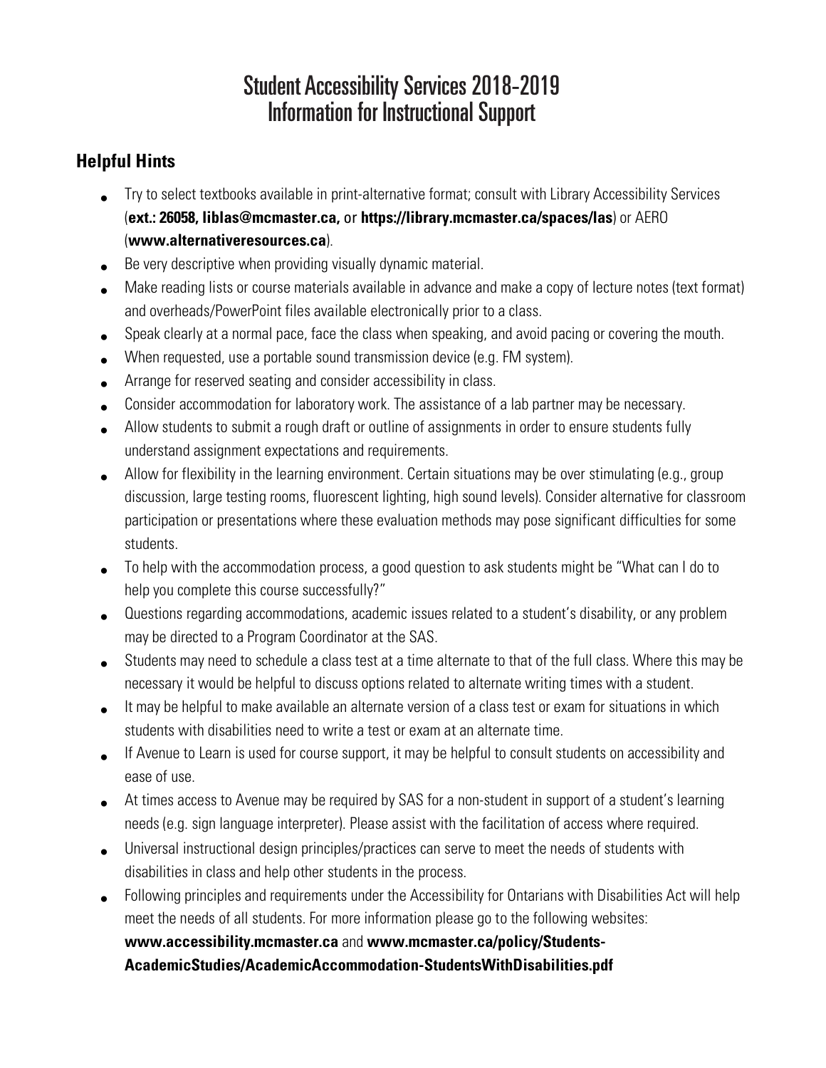# Student Accessibility Services 2018-2019
# Information for Instructional Support

## Helpful Hints

- Try to select textbooks available in print-alternative format; consult with Library Accessibility Services (**ext.: 26058, liblas@mcmaster.ca,** or **https://library.mcmaster.ca/spaces/las**) or AERO (**www.alternativeresources.ca**).
- Be very descriptive when providing visually dynamic material.
- Make reading lists or course materials available in advance and make a copy of lecture notes (text format) and overheads/PowerPoint files available electronically prior to a class.
- Speak clearly at a normal pace, face the class when speaking, and avoid pacing or covering the mouth.
- When requested, use a portable sound transmission device (e.g. FM system).
- Arrange for reserved seating and consider accessibility in class.
- Consider accommodation for laboratory work. The assistance of a lab partner may be necessary.
- Allow students to submit a rough draft or outline of assignments in order to ensure students fully understand assignment expectations and requirements.
- Allow for flexibility in the learning environment. Certain situations may be over stimulating (e.g., group discussion, large testing rooms, fluorescent lighting, high sound levels). Consider alternative for classroom participation or presentations where these evaluation methods may pose significant difficulties for some students.
- To help with the accommodation process, a good question to ask students might be "What can I do to help you complete this course successfully?"
- Questions regarding accommodations, academic issues related to a student's disability, or any problem may be directed to a Program Coordinator at the SAS.
- Students may need to schedule a class test at a time alternate to that of the full class. Where this may be necessary it would be helpful to discuss options related to alternate writing times with a student.
- It may be helpful to make available an alternate version of a class test or exam for situations in which students with disabilities need to write a test or exam at an alternate time.
- If Avenue to Learn is used for course support, it may be helpful to consult students on accessibility and ease of use.
- At times access to Avenue may be required by SAS for a non-student in support of a student's learning needs (e.g. sign language interpreter). Please assist with the facilitation of access where required.
- Universal instructional design principles/practices can serve to meet the needs of students with disabilities in class and help other students in the process.
- Following principles and requirements under the Accessibility for Ontarians with Disabilities Act will help meet the needs of all students. For more information please go to the following websites: **www.accessibility.mcmaster.ca** and **www.mcmaster.ca/policy/Students-AcademicStudies/AcademicAccommodation-StudentsWithDisabilities.pdf**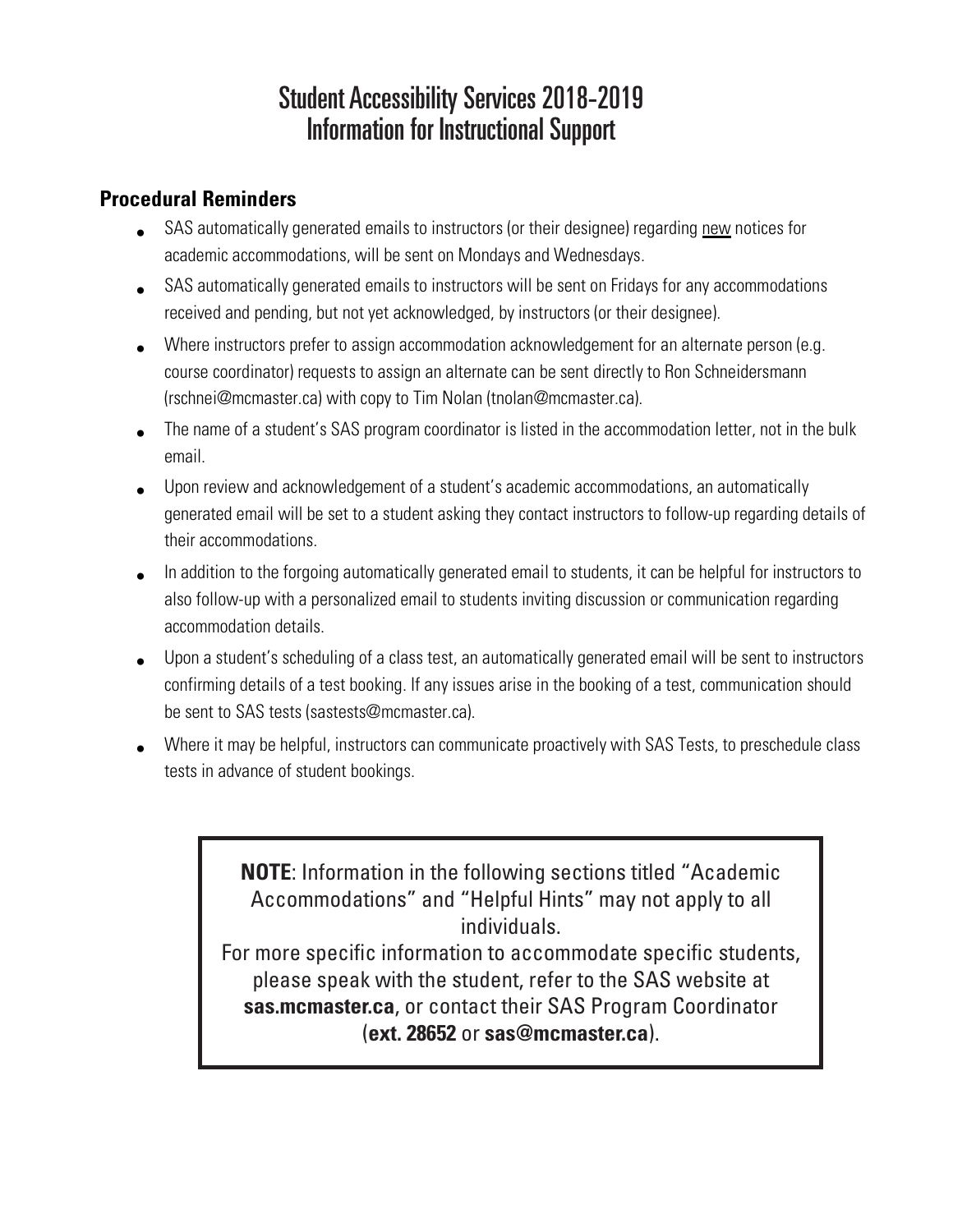# Student Accessibility Services 2018-2019
# Information for Instructional Support

## Procedural Reminders

- SAS automatically generated emails to instructors (or their designee) regarding new notices for academic accommodations, will be sent on Mondays and Wednesdays.
- SAS automatically generated emails to instructors will be sent on Fridays for any accommodations received and pending, but not yet acknowledged, by instructors (or their designee).
- Where instructors prefer to assign accommodation acknowledgement for an alternate person (e.g. course coordinator) requests to assign an alternate can be sent directly to Ron Schneidersmann (rschnei@mcmaster.ca) with copy to Tim Nolan (tnolan@mcmaster.ca).
- The name of a student's SAS program coordinator is listed in the accommodation letter, not in the bulk email.
- Upon review and acknowledgement of a student's academic accommodations, an automatically generated email will be set to a student asking they contact instructors to follow-up regarding details of their accommodations.
- In addition to the forgoing automatically generated email to students, it can be helpful for instructors to also follow-up with a personalized email to students inviting discussion or communication regarding accommodation details.
- Upon a student's scheduling of a class test, an automatically generated email will be sent to instructors confirming details of a test booking. If any issues arise in the booking of a test, communication should be sent to SAS tests (sastests@mcmaster.ca).
- Where it may be helpful, instructors can communicate proactively with SAS Tests, to preschedule class tests in advance of student bookings.

**NOTE**: Information in the following sections titled "Academic Accommodations" and "Helpful Hints" may not apply to all individuals.
For more specific information to accommodate specific students, please speak with the student, refer to the SAS website at **sas.mcmaster.ca**, or contact their SAS Program Coordinator (**ext. 28652** or **sas@mcmaster.ca**).